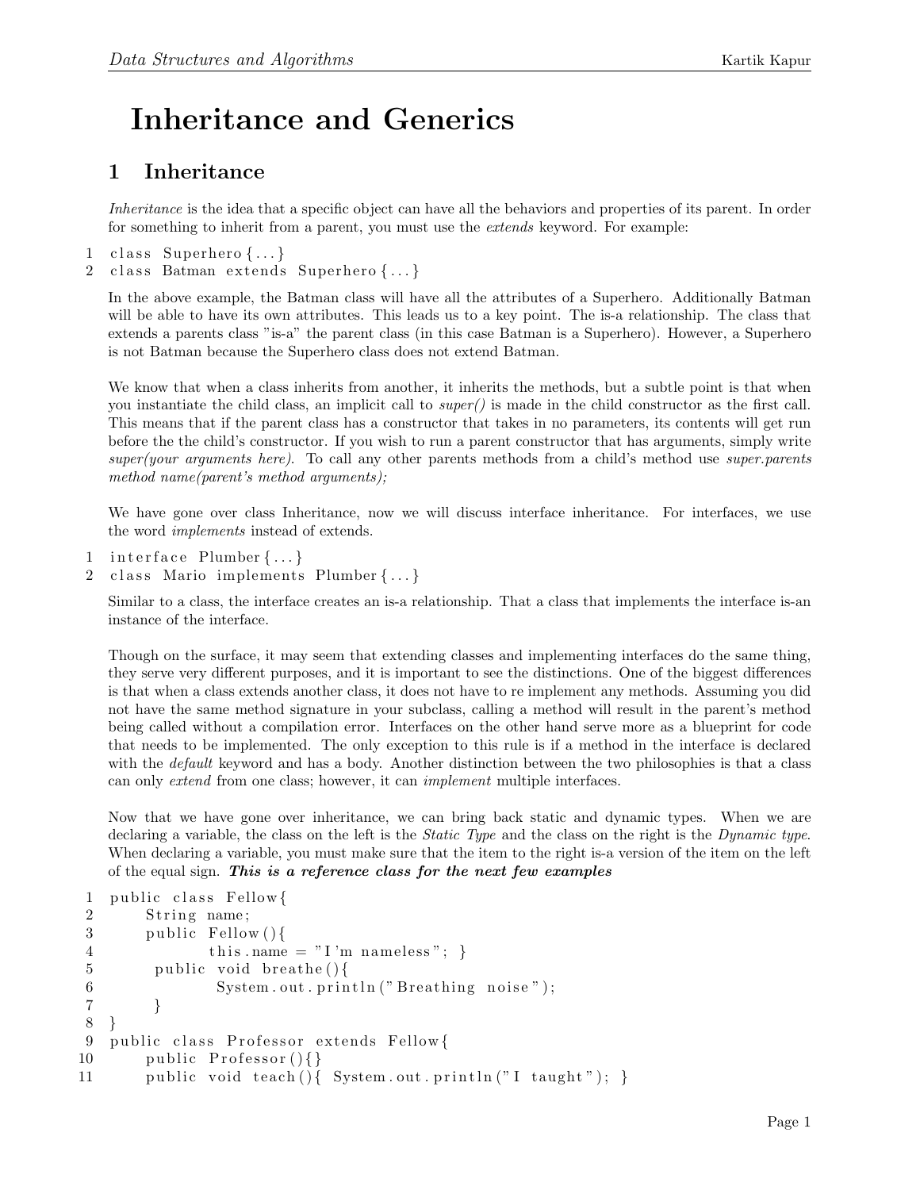# Inheritance and Generics

## 1 Inheritance

*Inheritance* is the idea that a specific object can have all the behaviors and properties of its parent. In order for something to inherit from a parent, you must use the *extends* keyword. For example:

```
1  class Superhero{...}
2  class Batman extends Superhero{...}
```

In the above example, the Batman class will have all the attributes of a Superhero. Additionally Batman will be able to have its own attributes. This leads us to a key point. The is-a relationship. The class that extends a parents class "is-a" the parent class (in this case Batman is a Superhero). However, a Superhero is not Batman because the Superhero class does not extend Batman.

We know that when a class inherits from another, it inherits the methods, but a subtle point is that when you instantiate the child class, an implicit call to *super()* is made in the child constructor as the first call. This means that if the parent class has a constructor that takes in no parameters, its contents will get run before the the child's constructor. If you wish to run a parent constructor that has arguments, simply write *super(your arguments here)*. To call any other parents methods from a child's method use *super.parents method name(parent's method arguments);*

We have gone over class Inheritance, now we will discuss interface inheritance. For interfaces, we use the word *implements* instead of extends.

```
1  interface Plumber{...}
2  class Mario implements Plumber{...}
```

Similar to a class, the interface creates an is-a relationship. That a class that implements the interface is-an instance of the interface.

Though on the surface, it may seem that extending classes and implementing interfaces do the same thing, they serve very different purposes, and it is important to see the distinctions. One of the biggest differences is that when a class extends another class, it does not have to re implement any methods. Assuming you did not have the same method signature in your subclass, calling a method will result in the parent's method being called without a compilation error. Interfaces on the other hand serve more as a blueprint for code that needs to be implemented. The only exception to this rule is if a method in the interface is declared with the *default* keyword and has a body. Another distinction between the two philosophies is that a class can only *extend* from one class; however, it can *implement* multiple interfaces.

Now that we have gone over inheritance, we can bring back static and dynamic types. When we are declaring a variable, the class on the left is the *Static Type* and the class on the right is the *Dynamic type*. When declaring a variable, you must make sure that the item to the right is-a version of the item on the left of the equal sign. ***This is a reference class for the next few examples***

```
1  public class Fellow{
2      String name;
3      public Fellow(){
4              this.name = "I'm nameless"; }
5       public void breathe(){
6               System.out.println("Breathing noise");
7       }
8  }
9  public class Professor extends Fellow{
10     public Professor(){}
11     public void teach(){ System.out.println("I taught"); }
```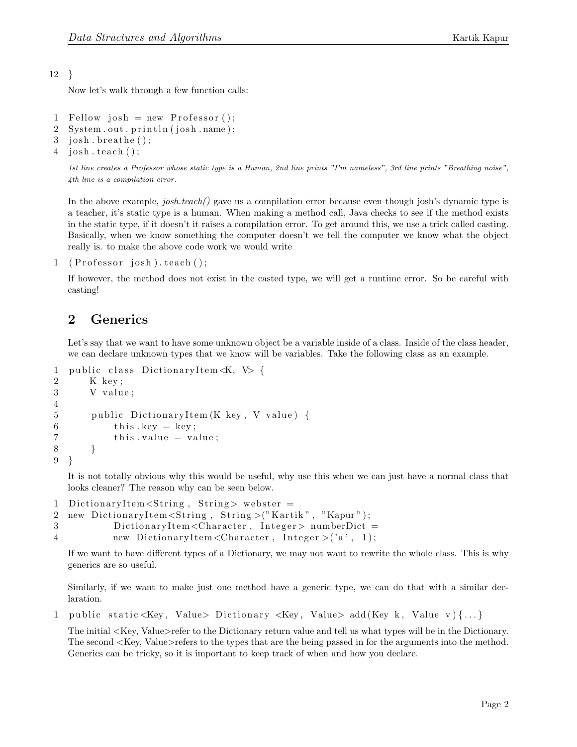```
12 }
```

Now let's walk through a few function calls:

```
1 Fellow josh = new Professor();
2 System.out.println(josh.name);
3 josh.breathe();
4 josh.teach();
```

*1st line creates a Professor whose static type is a Human, 2nd line prints "I'm nameless", 3rd line prints "Breathing noise", 4th line is a compilation error.*

In the above example, *josh.teach()* gave us a compilation error because even though josh's dynamic type is a teacher, it's static type is a human. When making a method call, Java checks to see if the method exists in the static type, if it doesn't it raises a compilation error. To get around this, we use a trick called casting. Basically, when we know something the computer doesn't we tell the computer we know what the object really is. to make the above code work we would write

```
1 (Professor josh).teach();
```

If however, the method does not exist in the casted type, we will get a runtime error. So be careful with casting!

## 2 Generics

Let's say that we want to have some unknown object be a variable inside of a class. Inside of the class header, we can declare unknown types that we know will be variables. Take the following class as an example.

```
1 public class DictionaryItem<K, V> {
2     K key;
3     V value;
4
5     public DictionaryItem(K key, V value) {
6         this.key = key;
7         this.value = value;
8     }
9 }
```

It is not totally obvious why this would be useful, why use this when we can just have a normal class that looks cleaner? The reason why can be seen below.

```
1 DictionaryItem<String, String> webster =
2 new DictionaryItem<String, String>("Kartik", "Kapur");
3         DictionaryItem<Character, Integer> numberDict =
4         new DictionaryItem<Character, Integer>('a', 1);
```

If we want to have different types of a Dictionary, we may not want to rewrite the whole class. This is why generics are so useful.

Similarly, if we want to make just one method have a generic type, we can do that with a similar declaration.

```
1 public static<Key, Value> Dictionary <Key, Value> add(Key k, Value v){...}
```

The initial <Key, Value>refer to the Dictionary return value and tell us what types will be in the Dictionary. The second <Key, Value>refers to the types that are the being passed in for the arguments into the method. Generics can be tricky, so it is important to keep track of when and how you declare.